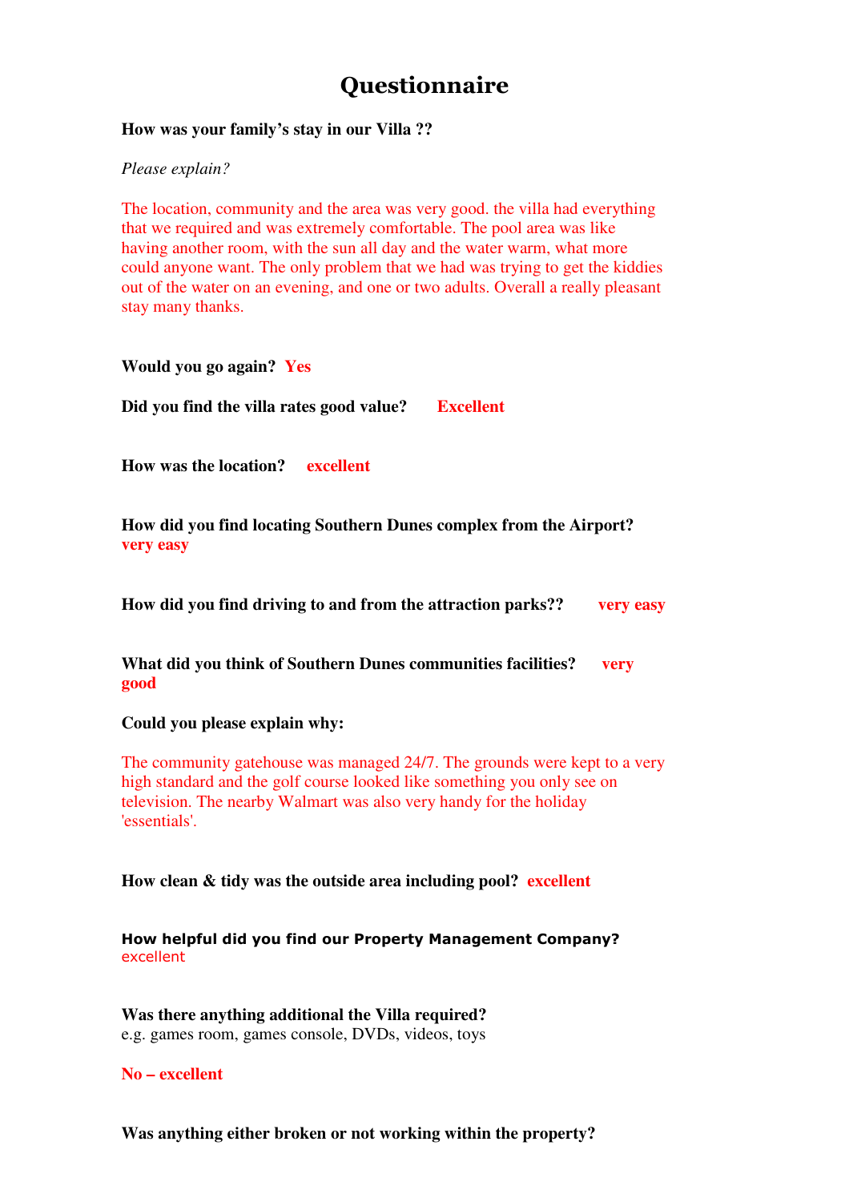# Questionnaire

**How was your family's stay in our Villa ??**

*Please explain?*

The location, community and the area was very good. the villa had everything that we required and was extremely comfortable. The pool area was like having another room, with the sun all day and the water warm, what more could anyone want. The only problem that we had was trying to get the kiddies out of the water on an evening, and one or two adults. Overall a really pleasant stay many thanks.

**Would you go again?** **Yes**

**Did you find the villa rates good value?** **Excellent**

**How was the location?** **excellent**

**How did you find locating Southern Dunes complex from the Airport?** **very easy**

**How did you find driving to and from the attraction parks??** **very easy**

**What did you think of Southern Dunes communities facilities?** **very good**

**Could you please explain why:**

The community gatehouse was managed 24/7. The grounds were kept to a very high standard and the golf course looked like something you only see on television. The nearby Walmart was also very handy for the holiday 'essentials'.

**How clean & tidy was the outside area including pool?** **excellent**

**How helpful did you find our Property Management Company?**
excellent

**Was there anything additional the Villa required?**
e.g. games room, games console, DVDs, videos, toys

**No – excellent**

**Was anything either broken or not working within the property?**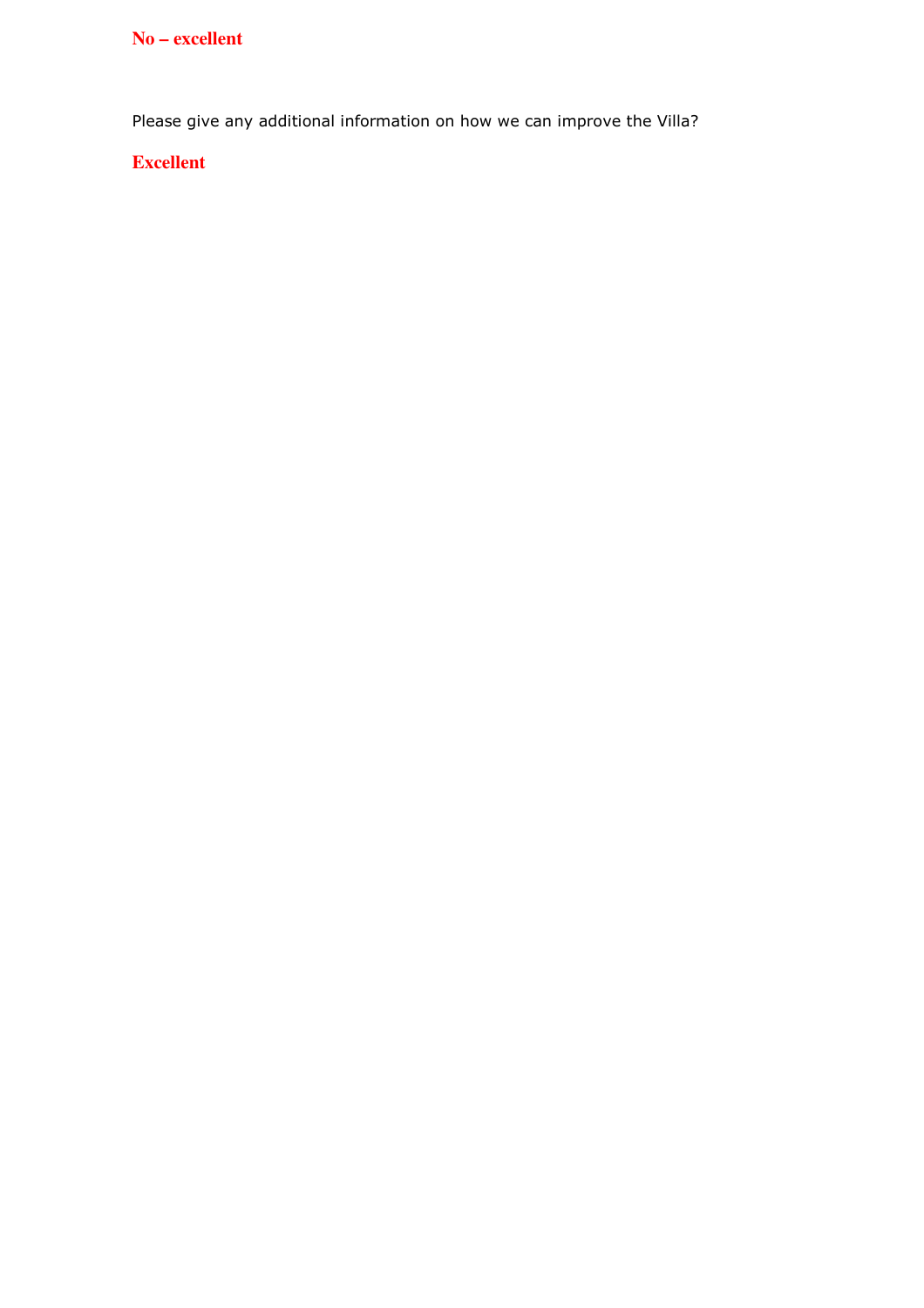**No – excellent**

Please give any additional information on how we can improve the Villa?

**Excellent**